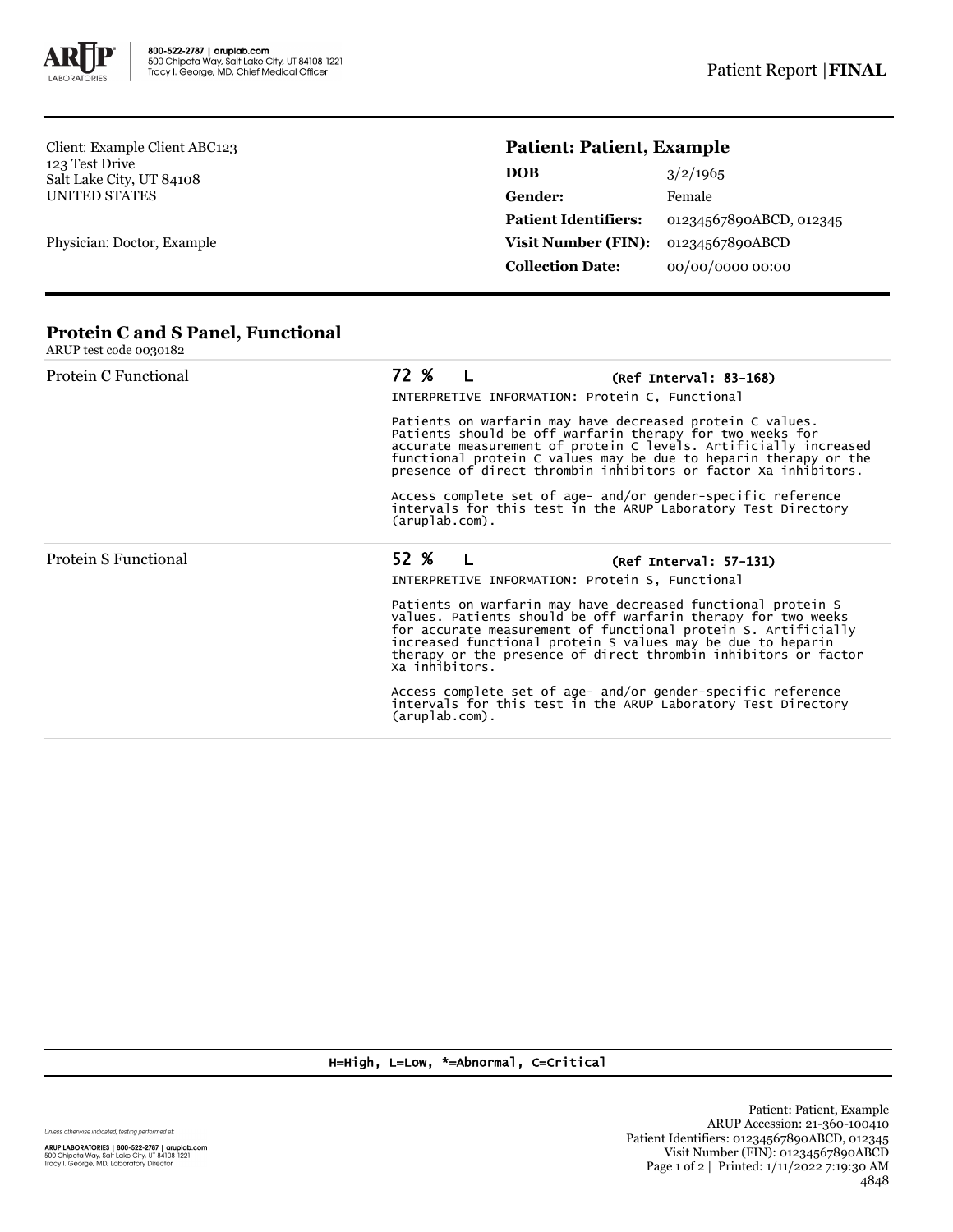800-522-2787 | aruplab.com
500 Chipeta Way, Salt Lake City, UT 84108-1221
Tracy I. George, MD, Chief Medical Officer

Patient Report | **FINAL**

Client: Example Client ABC123
123 Test Drive
Salt Lake City, UT 84108
UNITED STATES

Physician: Doctor, Example

## Patient: Patient, Example

| | |
|---|---|
| **DOB** | 3/2/1965 |
| **Gender:** | Female |
| **Patient Identifiers:** | 01234567890ABCD, 012345 |
| **Visit Number (FIN):** | 01234567890ABCD |
| **Collection Date:** | 00/00/0000 00:00 |

## Protein C and S Panel, Functional

ARUP test code 0030182

**Protein C Functional** — **72 % L** (Ref Interval: 83-168)

INTERPRETIVE INFORMATION: Protein C, Functional

Patients on warfarin may have decreased protein C values. Patients should be off warfarin therapy for two weeks for accurate measurement of protein C levels. Artificially increased functional protein C values may be due to heparin therapy or the presence of direct thrombin inhibitors or factor Xa inhibitors.

Access complete set of age- and/or gender-specific reference intervals for this test in the ARUP Laboratory Test Directory (aruplab.com).

**Protein S Functional** — **52 % L** (Ref Interval: 57-131)

INTERPRETIVE INFORMATION: Protein S, Functional

Patients on warfarin may have decreased functional protein S values. Patients should be off warfarin therapy for two weeks for accurate measurement of functional protein S. Artificially increased functional protein S values may be due to heparin therapy or the presence of direct thrombin inhibitors or factor Xa inhibitors.

Access complete set of age- and/or gender-specific reference intervals for this test in the ARUP Laboratory Test Directory (aruplab.com).

H=High, L=Low, *=Abnormal, C=Critical

*Unless otherwise indicated, testing performed at:*

ARUP LABORATORIES | 800-522-2787 | aruplab.com
500 Chipeta Way, Salt Lake City, UT 84108-1221
Tracy I. George, MD, Laboratory Director

Patient: Patient, Example
ARUP Accession: 21-360-100410
Patient Identifiers: 01234567890ABCD, 012345
Visit Number (FIN): 01234567890ABCD
Printed: 1/11/2022 7:19:30 AM
4848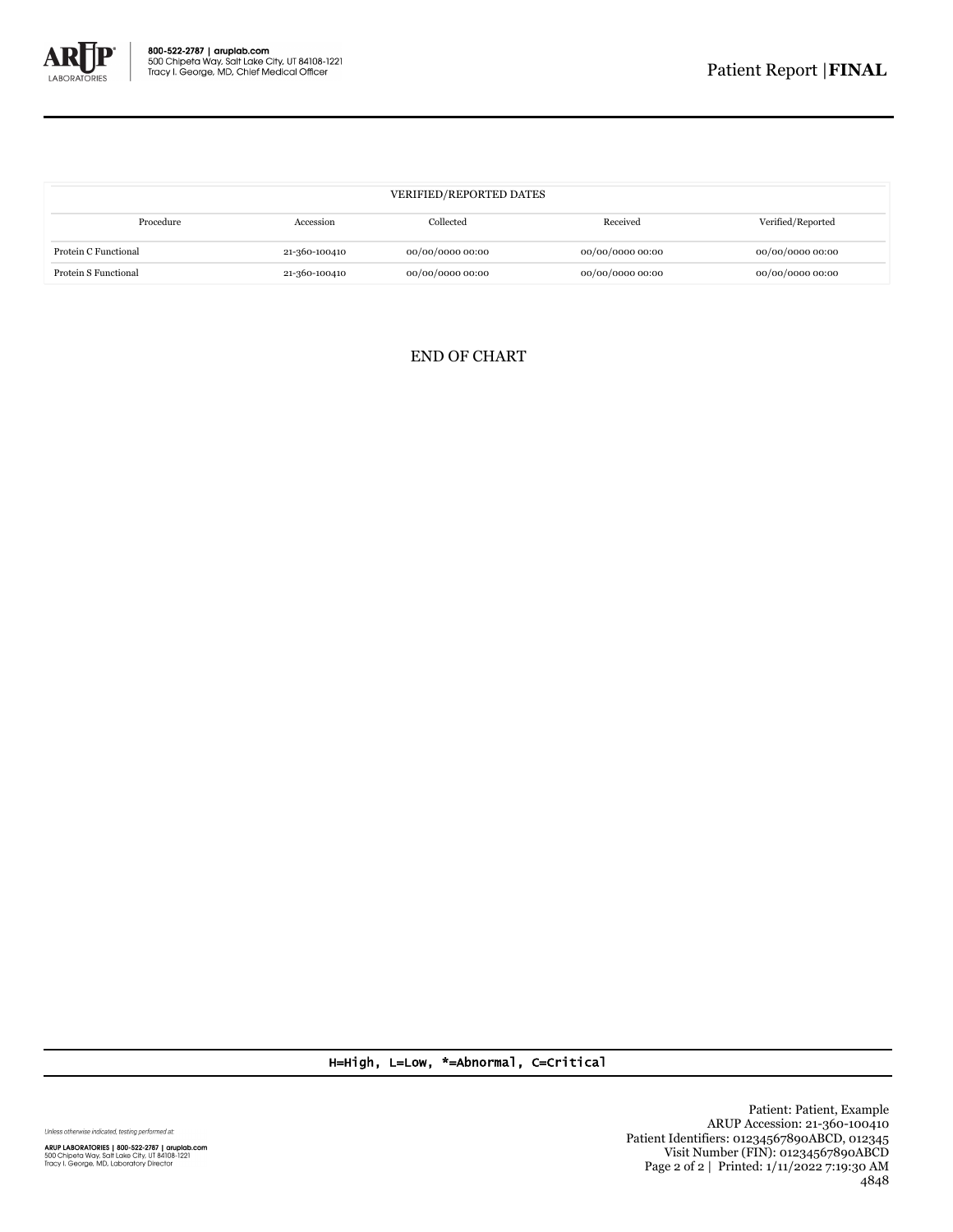| VERIFIED/REPORTED DATES | | | | |
|---|---|---|---|---|
| Procedure | Accession | Collected | Received | Verified/Reported |
| Protein C Functional | 21-360-100410 | 00/00/0000 00:00 | 00/00/0000 00:00 | 00/00/0000 00:00 |
| Protein S Functional | 21-360-100410 | 00/00/0000 00:00 | 00/00/0000 00:00 | 00/00/0000 00:00 |

END OF CHART

H=High, L=Low, *=Abnormal, C=Critical